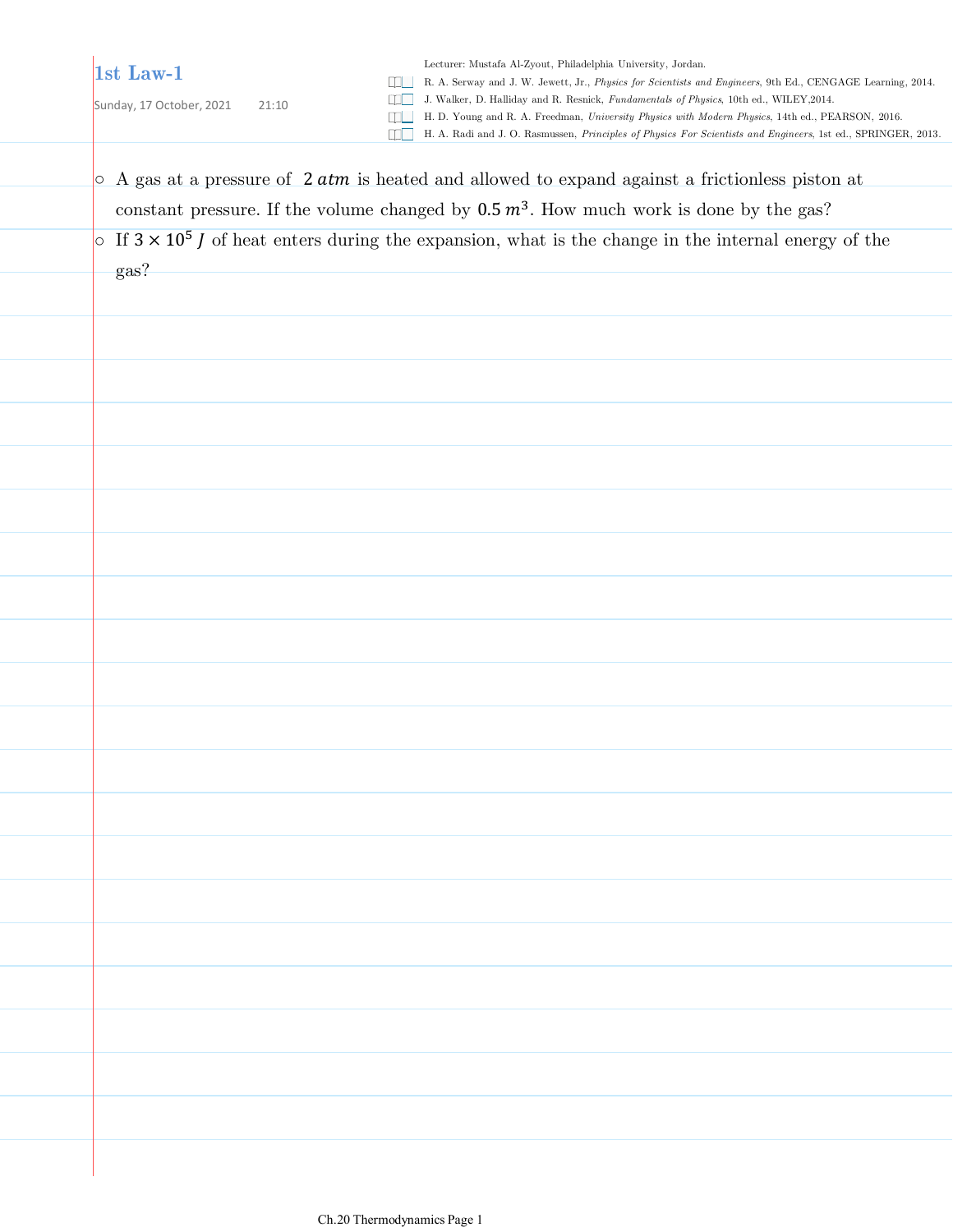# 1st Law-1

Sunday, 17 October, 2021 21:10

Lecturer: Mustafa Al-Zyout, Philadelphia University, Jordan.

- R. A. Serway and J. W. Jewett, Jr., *Physics for Scientists and Engineers*, 9th Ed., CENGAGE Learning, 2014.
- J. Walker, D. Halliday and R. Resnick, *Fundamentals of Physics*, 10th ed., WILEY,2014.
- H. D. Young and R. A. Freedman, *University Physics with Modern Physics*, 14th ed., PEARSON, 2016.
- H. A. Radi and J. O. Rasmussen, *Principles of Physics For Scientists and Engineers*, 1st ed., SPRINGER, 2013.

- A gas at a pressure of $2\,atm$ is heated and allowed to expand against a frictionless piston at constant pressure. If the volume changed by $0.5\,m^3$. How much work is done by the gas?
- If $3 \times 10^5\,J$ of heat enters during the expansion, what is the change in the internal energy of the gas?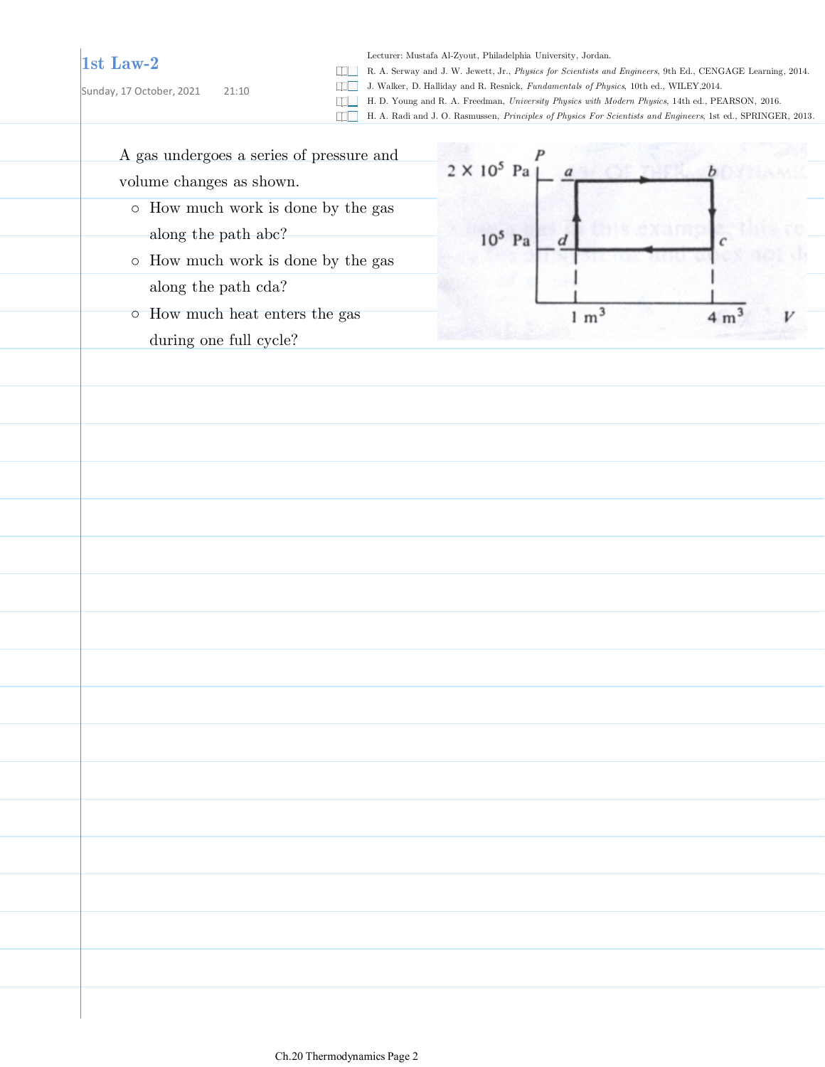# 1st Law-2

Sunday, 17 October, 2021 21:10

Lecturer: Mustafa Al-Zyout, Philadelphia University, Jordan.

- R. A. Serway and J. W. Jewett, Jr., *Physics for Scientists and Engineers*, 9th Ed., CENGAGE Learning, 2014.
- J. Walker, D. Halliday and R. Resnick, *Fundamentals of Physics*, 10th ed., WILEY, 2014.
- H. D. Young and R. A. Freedman, *University Physics with Modern Physics*, 14th ed., PEARSON, 2016.
- H. A. Radi and J. O. Rasmussen, *Principles of Physics For Scientists and Engineers*, 1st ed., SPRINGER, 2013.

A gas undergoes a series of pressure and volume changes as shown.

- How much work is done by the gas along the path abc?
- How much work is done by the gas along the path cda?
- How much heat enters the gas during one full cycle?

$P$: $2 \times 10^5$ Pa (a, b); $10^5$ Pa (d, c)

$V$: $1\ m^3$, $4\ m^3$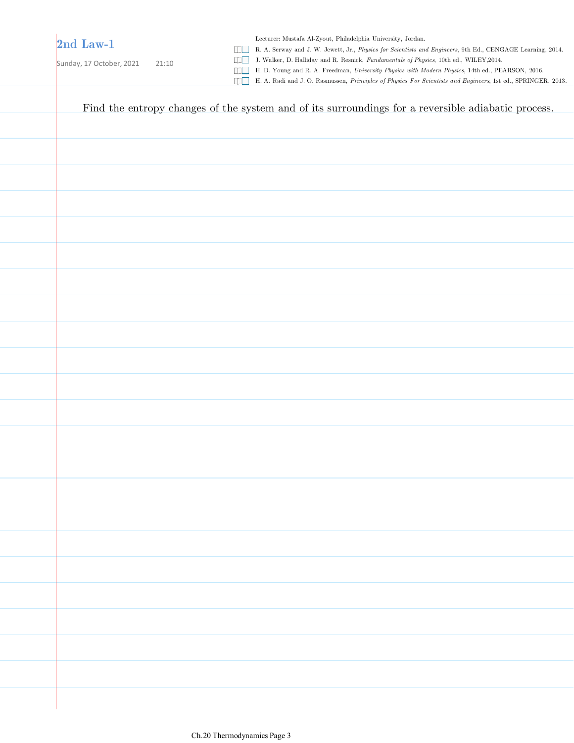# 2nd Law-1

Sunday, 17 October, 2021 21:10

Lecturer: Mustafa Al-Zyout, Philadelphia University, Jordan.

- R. A. Serway and J. W. Jewett, Jr., *Physics for Scientists and Engineers*, 9th Ed., CENGAGE Learning, 2014.
- J. Walker, D. Halliday and R. Resnick, *Fundamentals of Physics*, 10th ed., WILEY,2014.
- H. D. Young and R. A. Freedman, *University Physics with Modern Physics*, 14th ed., PEARSON, 2016.
- H. A. Radi and J. O. Rasmussen, *Principles of Physics For Scientists and Engineers*, 1st ed., SPRINGER, 2013.

Find the entropy changes of the system and of its surroundings for a reversible adiabatic process.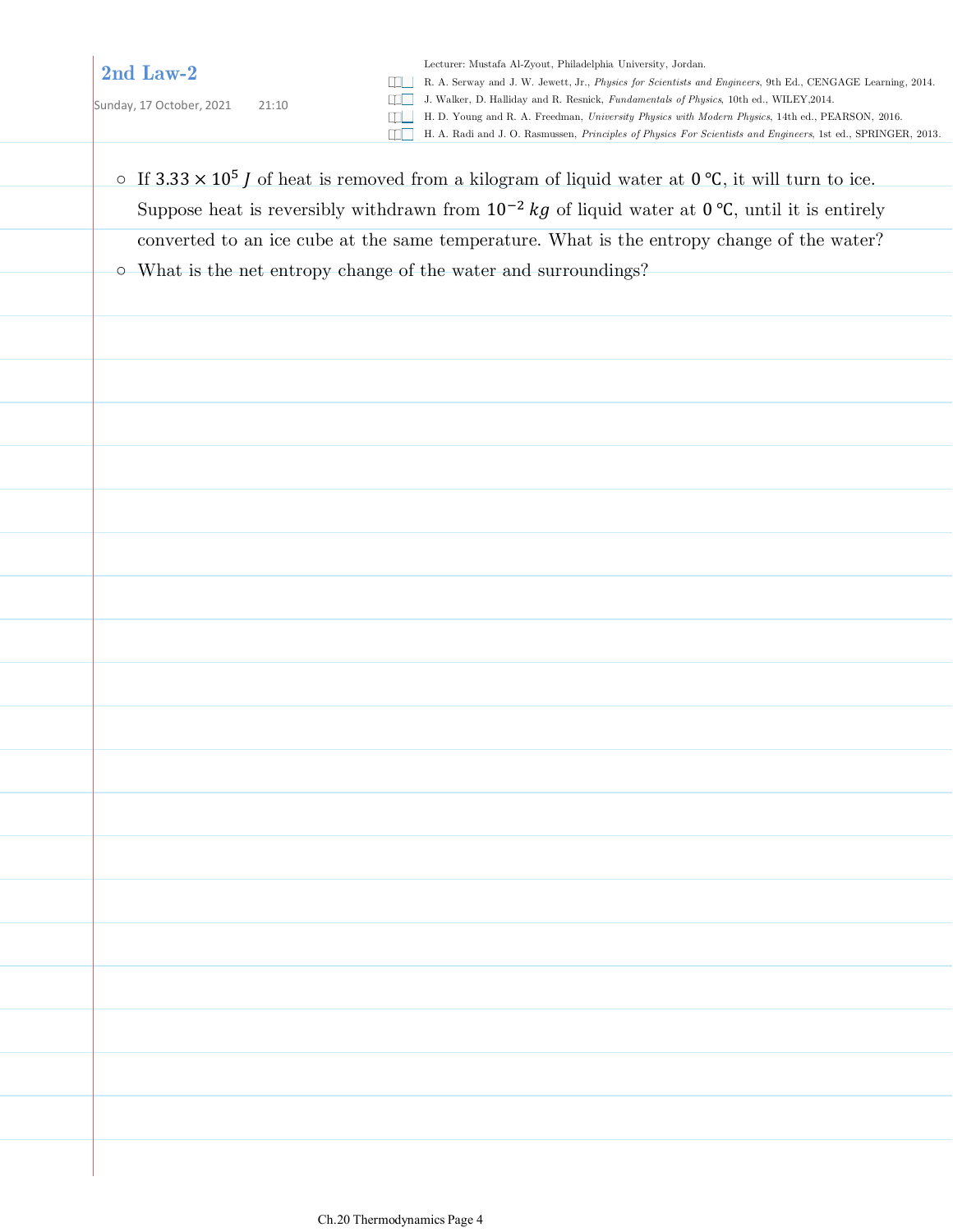## 2nd Law-2

Sunday, 17 October, 2021 21:10

Lecturer: Mustafa Al-Zyout, Philadelphia University, Jordan.

- R. A. Serway and J. W. Jewett, Jr., *Physics for Scientists and Engineers*, 9th Ed., CENGAGE Learning, 2014.
- J. Walker, D. Halliday and R. Resnick, *Fundamentals of Physics*, 10th ed., WILEY,2014.
- H. D. Young and R. A. Freedman, *University Physics with Modern Physics*, 14th ed., PEARSON, 2016.
- H. A. Radi and J. O. Rasmussen, *Principles of Physics For Scientists and Engineers*, 1st ed., SPRINGER, 2013.

- If $3.33 \times 10^{5}\,J$ of heat is removed from a kilogram of liquid water at $0\,°\text{C}$, it will turn to ice. Suppose heat is reversibly withdrawn from $10^{-2}\,kg$ of liquid water at $0\,°\text{C}$, until it is entirely converted to an ice cube at the same temperature. What is the entropy change of the water?
- What is the net entropy change of the water and surroundings?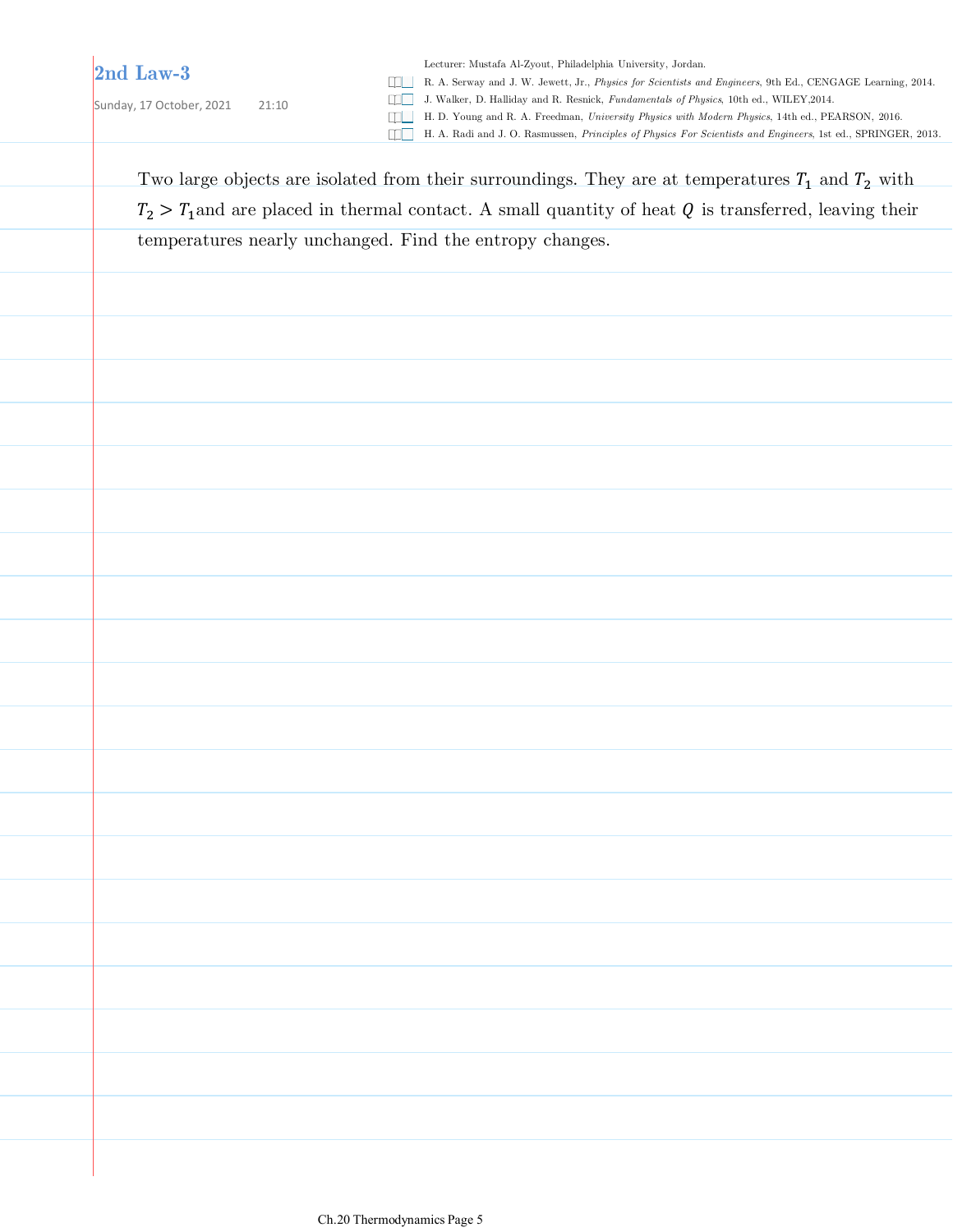## 2nd Law-3

Sunday, 17 October, 2021 21:10

Lecturer: Mustafa Al-Zyout, Philadelphia University, Jordan.

- R. A. Serway and J. W. Jewett, Jr., *Physics for Scientists and Engineers*, 9th Ed., CENGAGE Learning, 2014.
- J. Walker, D. Halliday and R. Resnick, *Fundamentals of Physics*, 10th ed., WILEY,2014.
- H. D. Young and R. A. Freedman, *University Physics with Modern Physics*, 14th ed., PEARSON, 2016.
- H. A. Radi and J. O. Rasmussen, *Principles of Physics For Scientists and Engineers*, 1st ed., SPRINGER, 2013.

Two large objects are isolated from their surroundings. They are at temperatures $T_1$ and $T_2$ with $T_2 > T_1$ and are placed in thermal contact. A small quantity of heat $Q$ is transferred, leaving their temperatures nearly unchanged. Find the entropy changes.